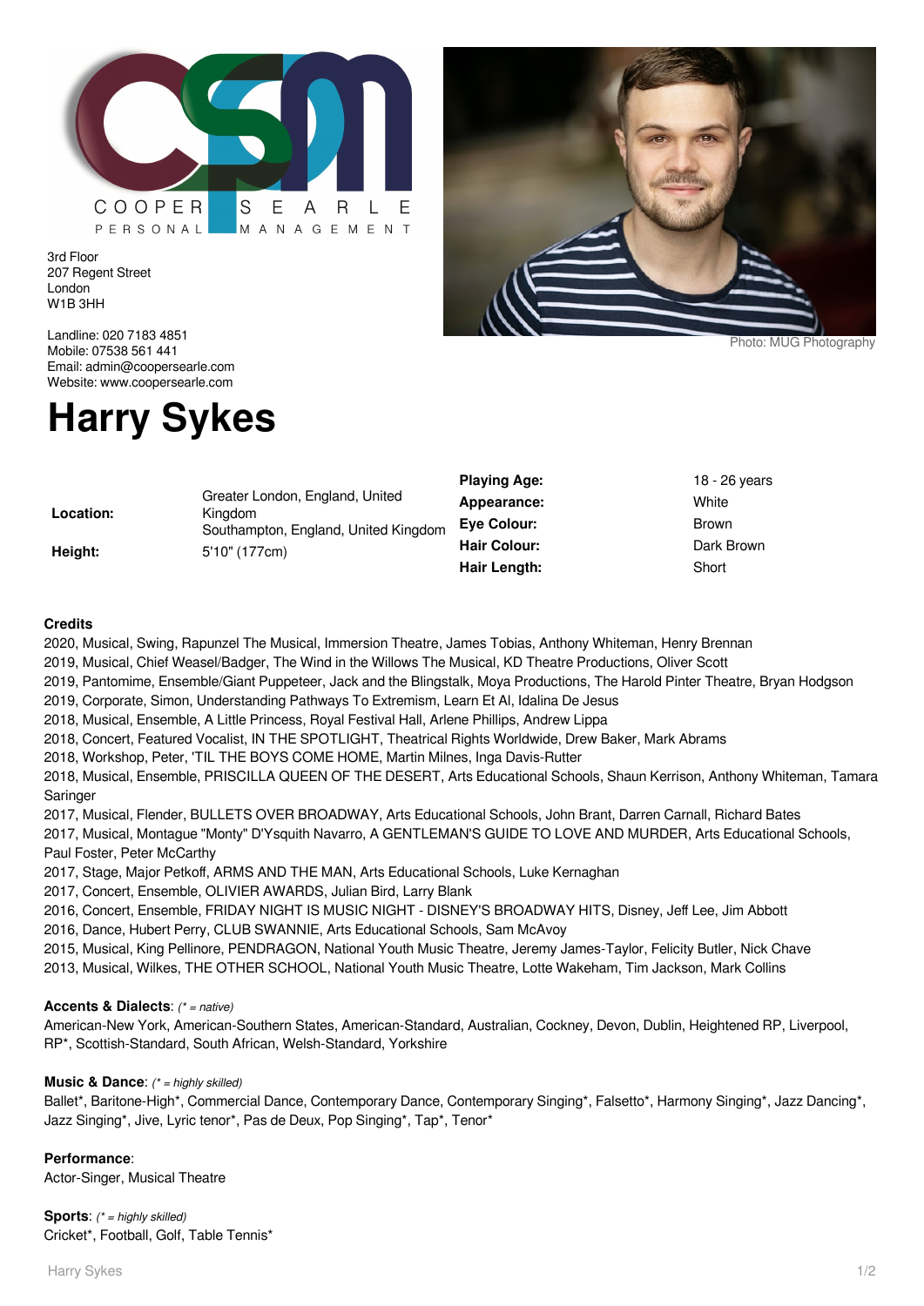COOPER SEARLE
PERSONAL MANAGEMENT

3rd Floor
207 Regent Street
London
W1B 3HH

Landline: 020 7183 4851
Mobile: 07538 561 441
Email: admin@coopersearle.com
Website: www.coopersearle.com

Photo: MUG Photography

# Harry Sykes

| | |
|---|---|
| **Location:** | Greater London, England, United Kingdom<br>Southampton, England, United Kingdom |
| **Height:** | 5'10" (177cm) |

| | |
|---|---|
| **Playing Age:** | 18 - 26 years |
| **Appearance:** | White |
| **Eye Colour:** | Brown |
| **Hair Colour:** | Dark Brown |
| **Hair Length:** | Short |

**Credits**

2020, Musical, Swing, Rapunzel The Musical, Immersion Theatre, James Tobias, Anthony Whiteman, Henry Brennan
2019, Musical, Chief Weasel/Badger, The Wind in the Willows The Musical, KD Theatre Productions, Oliver Scott
2019, Pantomime, Ensemble/Giant Puppeteer, Jack and the Blingstalk, Moya Productions, The Harold Pinter Theatre, Bryan Hodgson
2019, Corporate, Simon, Understanding Pathways To Extremism, Learn Et Al, Idalina De Jesus
2018, Musical, Ensemble, A Little Princess, Royal Festival Hall, Arlene Phillips, Andrew Lippa
2018, Concert, Featured Vocalist, IN THE SPOTLIGHT, Theatrical Rights Worldwide, Drew Baker, Mark Abrams
2018, Workshop, Peter, 'TIL THE BOYS COME HOME, Martin Milnes, Inga Davis-Rutter
2018, Musical, Ensemble, PRISCILLA QUEEN OF THE DESERT, Arts Educational Schools, Shaun Kerrison, Anthony Whiteman, Tamara Saringer
2017, Musical, Flender, BULLETS OVER BROADWAY, Arts Educational Schools, John Brant, Darren Carnall, Richard Bates
2017, Musical, Montague "Monty" D'Ysquith Navarro, A GENTLEMAN'S GUIDE TO LOVE AND MURDER, Arts Educational Schools, Paul Foster, Peter McCarthy
2017, Stage, Major Petkoff, ARMS AND THE MAN, Arts Educational Schools, Luke Kernaghan
2017, Concert, Ensemble, OLIVIER AWARDS, Julian Bird, Larry Blank
2016, Concert, Ensemble, FRIDAY NIGHT IS MUSIC NIGHT - DISNEY'S BROADWAY HITS, Disney, Jeff Lee, Jim Abbott
2016, Dance, Hubert Perry, CLUB SWANNIE, Arts Educational Schools, Sam McAvoy
2015, Musical, King Pellinore, PENDRAGON, National Youth Music Theatre, Jeremy James-Taylor, Felicity Butler, Nick Chave
2013, Musical, Wilkes, THE OTHER SCHOOL, National Youth Music Theatre, Lotte Wakeham, Tim Jackson, Mark Collins

**Accents & Dialects**: *(* = native)*
American-New York, American-Southern States, American-Standard, Australian, Cockney, Devon, Dublin, Heightened RP, Liverpool, RP*, Scottish-Standard, South African, Welsh-Standard, Yorkshire

**Music & Dance**: *(* = highly skilled)*
Ballet*, Baritone-High*, Commercial Dance, Contemporary Dance, Contemporary Singing*, Falsetto*, Harmony Singing*, Jazz Dancing*, Jazz Singing*, Jive, Lyric tenor*, Pas de Deux, Pop Singing*, Tap*, Tenor*

**Performance**:
Actor-Singer, Musical Theatre

**Sports**: *(* = highly skilled)*
Cricket*, Football, Golf, Table Tennis*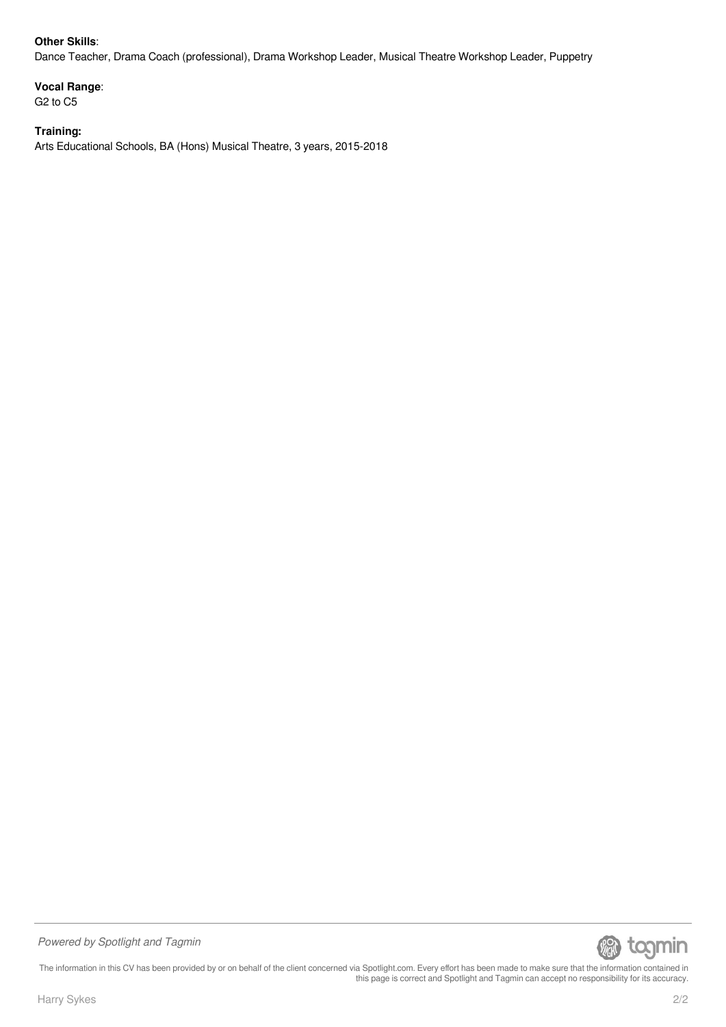**Other Skills**:
Dance Teacher, Drama Coach (professional), Drama Workshop Leader, Musical Theatre Workshop Leader, Puppetry

**Vocal Range**:
G2 to C5

**Training:**
Arts Educational Schools, BA (Hons) Musical Theatre, 3 years, 2015-2018

*Powered by Spotlight and Tagmin*

The information in this CV has been provided by or on behalf of the client concerned via Spotlight.com. Every effort has been made to make sure that the information contained in this page is correct and Spotlight and Tagmin can accept no responsibility for its accuracy.